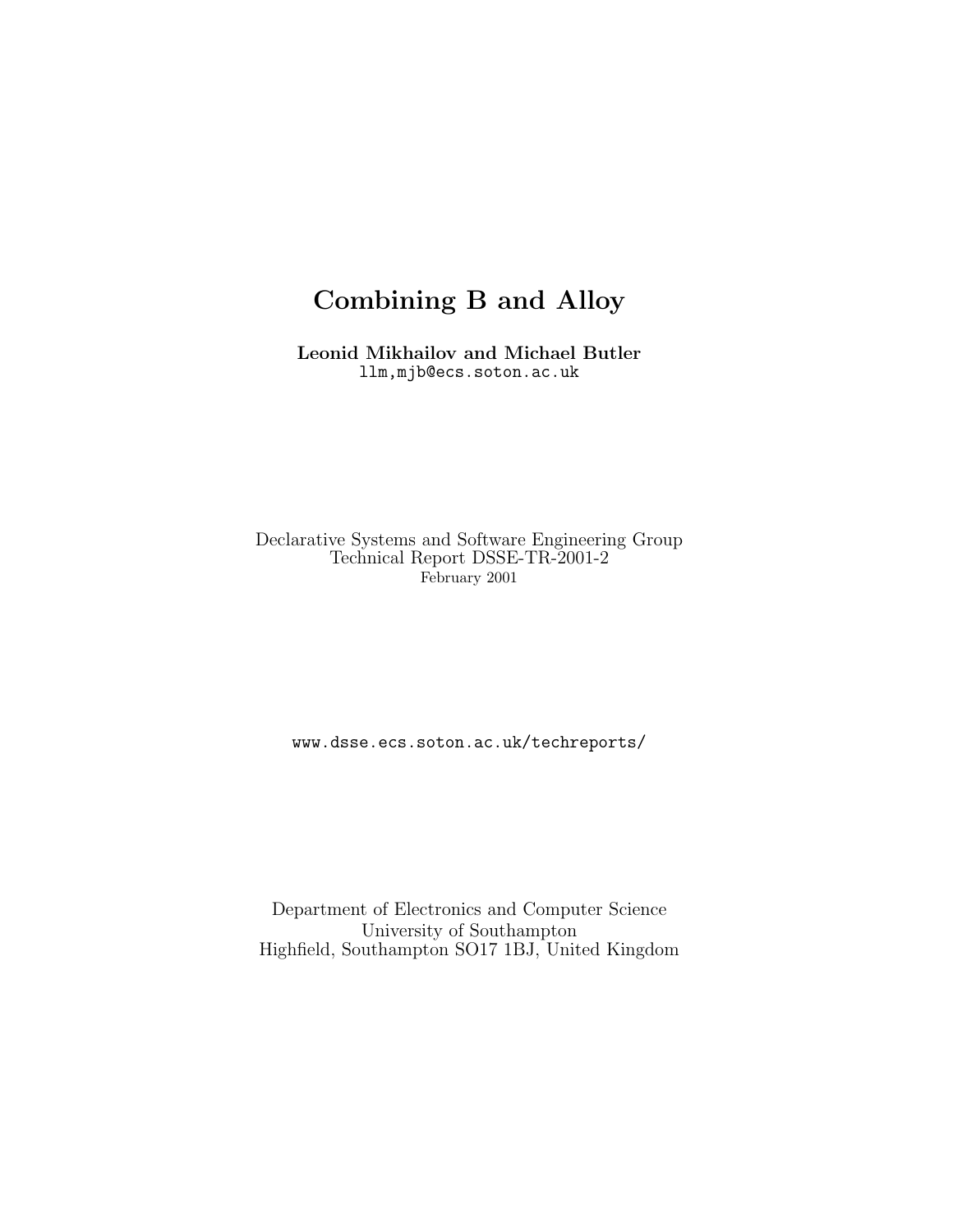# Combining B and Alloy

**Leonid Mikhailov and Michael Butler**
llm,mjb@ecs.soton.ac.uk

Declarative Systems and Software Engineering Group
Technical Report DSSE-TR-2001-2
February 2001

www.dsse.ecs.soton.ac.uk/techreports/

Department of Electronics and Computer Science
University of Southampton
Highfield, Southampton SO17 1BJ, United Kingdom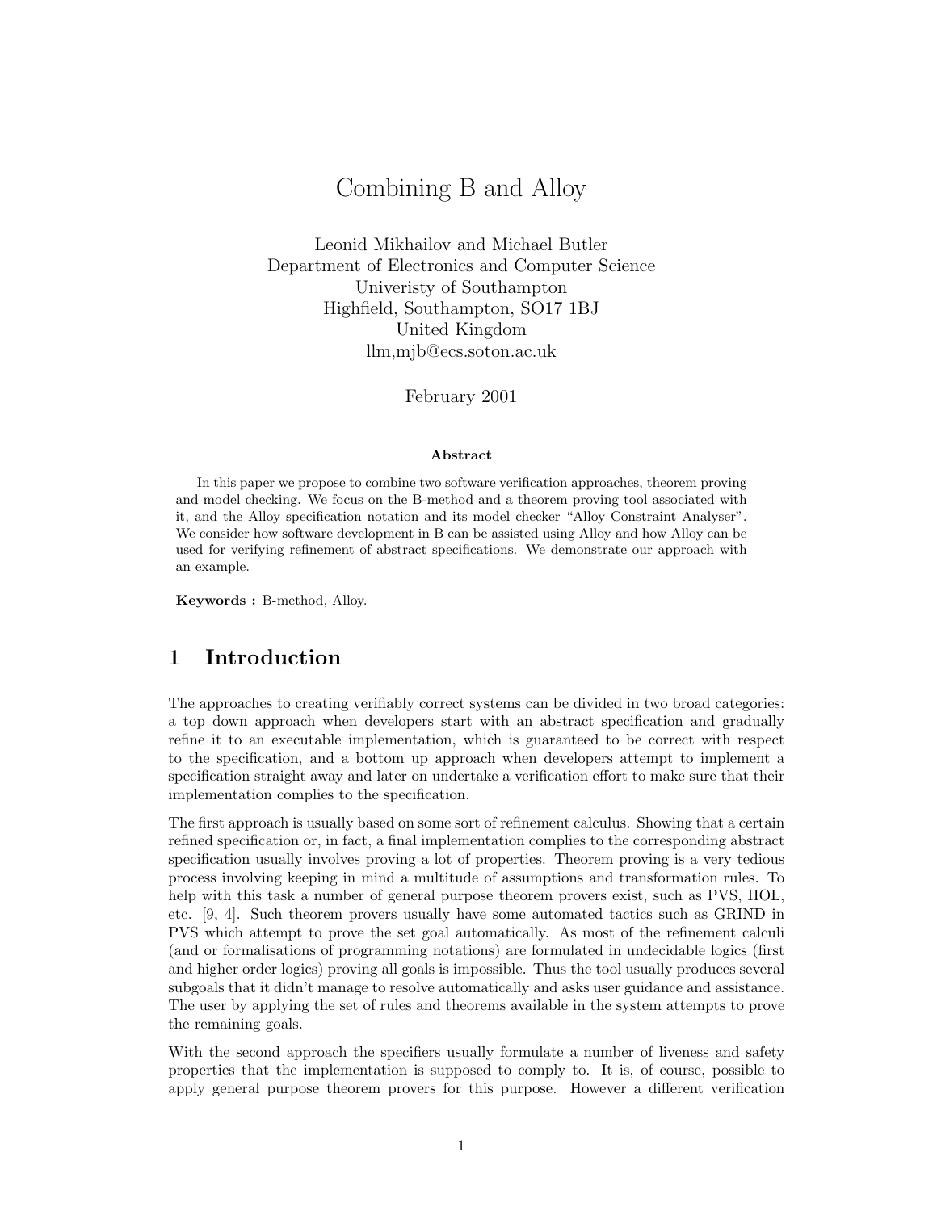# Combining B and Alloy

Leonid Mikhailov and Michael Butler
Department of Electronics and Computer Science
Univeristy of Southampton
Highfield, Southampton, SO17 1BJ
United Kingdom
llm,mjb@ecs.soton.ac.uk

February 2001

**Abstract**

In this paper we propose to combine two software verification approaches, theorem proving and model checking. We focus on the B-method and a theorem proving tool associated with it, and the Alloy specification notation and its model checker "Alloy Constraint Analyser". We consider how software development in B can be assisted using Alloy and how Alloy can be used for verifying refinement of abstract specifications. We demonstrate our approach with an example.

**Keywords :** B-method, Alloy.

## 1 Introduction

The approaches to creating verifiably correct systems can be divided in two broad categories: a top down approach when developers start with an abstract specification and gradually refine it to an executable implementation, which is guaranteed to be correct with respect to the specification, and a bottom up approach when developers attempt to implement a specification straight away and later on undertake a verification effort to make sure that their implementation complies to the specification.

The first approach is usually based on some sort of refinement calculus. Showing that a certain refined specification or, in fact, a final implementation complies to the corresponding abstract specification usually involves proving a lot of properties. Theorem proving is a very tedious process involving keeping in mind a multitude of assumptions and transformation rules. To help with this task a number of general purpose theorem provers exist, such as PVS, HOL, etc. [9, 4]. Such theorem provers usually have some automated tactics such as GRIND in PVS which attempt to prove the set goal automatically. As most of the refinement calculi (and or formalisations of programming notations) are formulated in undecidable logics (first and higher order logics) proving all goals is impossible. Thus the tool usually produces several subgoals that it didn't manage to resolve automatically and asks user guidance and assistance. The user by applying the set of rules and theorems available in the system attempts to prove the remaining goals.

With the second approach the specifiers usually formulate a number of liveness and safety properties that the implementation is supposed to comply to. It is, of course, possible to apply general purpose theorem provers for this purpose. However a different verification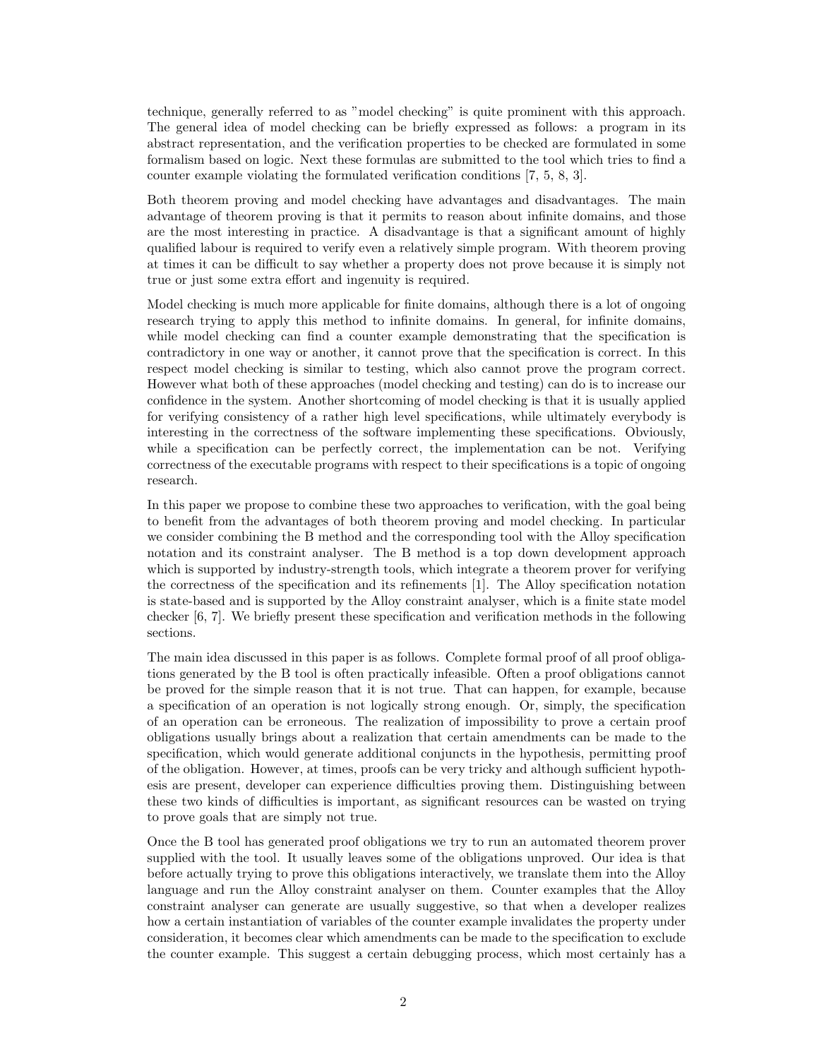technique, generally referred to as "model checking" is quite prominent with this approach. The general idea of model checking can be briefly expressed as follows: a program in its abstract representation, and the verification properties to be checked are formulated in some formalism based on logic. Next these formulas are submitted to the tool which tries to find a counter example violating the formulated verification conditions [7, 5, 8, 3].

Both theorem proving and model checking have advantages and disadvantages. The main advantage of theorem proving is that it permits to reason about infinite domains, and those are the most interesting in practice. A disadvantage is that a significant amount of highly qualified labour is required to verify even a relatively simple program. With theorem proving at times it can be difficult to say whether a property does not prove because it is simply not true or just some extra effort and ingenuity is required.

Model checking is much more applicable for finite domains, although there is a lot of ongoing research trying to apply this method to infinite domains. In general, for infinite domains, while model checking can find a counter example demonstrating that the specification is contradictory in one way or another, it cannot prove that the specification is correct. In this respect model checking is similar to testing, which also cannot prove the program correct. However what both of these approaches (model checking and testing) can do is to increase our confidence in the system. Another shortcoming of model checking is that it is usually applied for verifying consistency of a rather high level specifications, while ultimately everybody is interesting in the correctness of the software implementing these specifications. Obviously, while a specification can be perfectly correct, the implementation can be not. Verifying correctness of the executable programs with respect to their specifications is a topic of ongoing research.

In this paper we propose to combine these two approaches to verification, with the goal being to benefit from the advantages of both theorem proving and model checking. In particular we consider combining the B method and the corresponding tool with the Alloy specification notation and its constraint analyser. The B method is a top down development approach which is supported by industry-strength tools, which integrate a theorem prover for verifying the correctness of the specification and its refinements [1]. The Alloy specification notation is state-based and is supported by the Alloy constraint analyser, which is a finite state model checker [6, 7]. We briefly present these specification and verification methods in the following sections.

The main idea discussed in this paper is as follows. Complete formal proof of all proof obligations generated by the B tool is often practically infeasible. Often a proof obligations cannot be proved for the simple reason that it is not true. That can happen, for example, because a specification of an operation is not logically strong enough. Or, simply, the specification of an operation can be erroneous. The realization of impossibility to prove a certain proof obligations usually brings about a realization that certain amendments can be made to the specification, which would generate additional conjuncts in the hypothesis, permitting proof of the obligation. However, at times, proofs can be very tricky and although sufficient hypothesis are present, developer can experience difficulties proving them. Distinguishing between these two kinds of difficulties is important, as significant resources can be wasted on trying to prove goals that are simply not true.

Once the B tool has generated proof obligations we try to run an automated theorem prover supplied with the tool. It usually leaves some of the obligations unproved. Our idea is that before actually trying to prove this obligations interactively, we translate them into the Alloy language and run the Alloy constraint analyser on them. Counter examples that the Alloy constraint analyser can generate are usually suggestive, so that when a developer realizes how a certain instantiation of variables of the counter example invalidates the property under consideration, it becomes clear which amendments can be made to the specification to exclude the counter example. This suggest a certain debugging process, which most certainly has a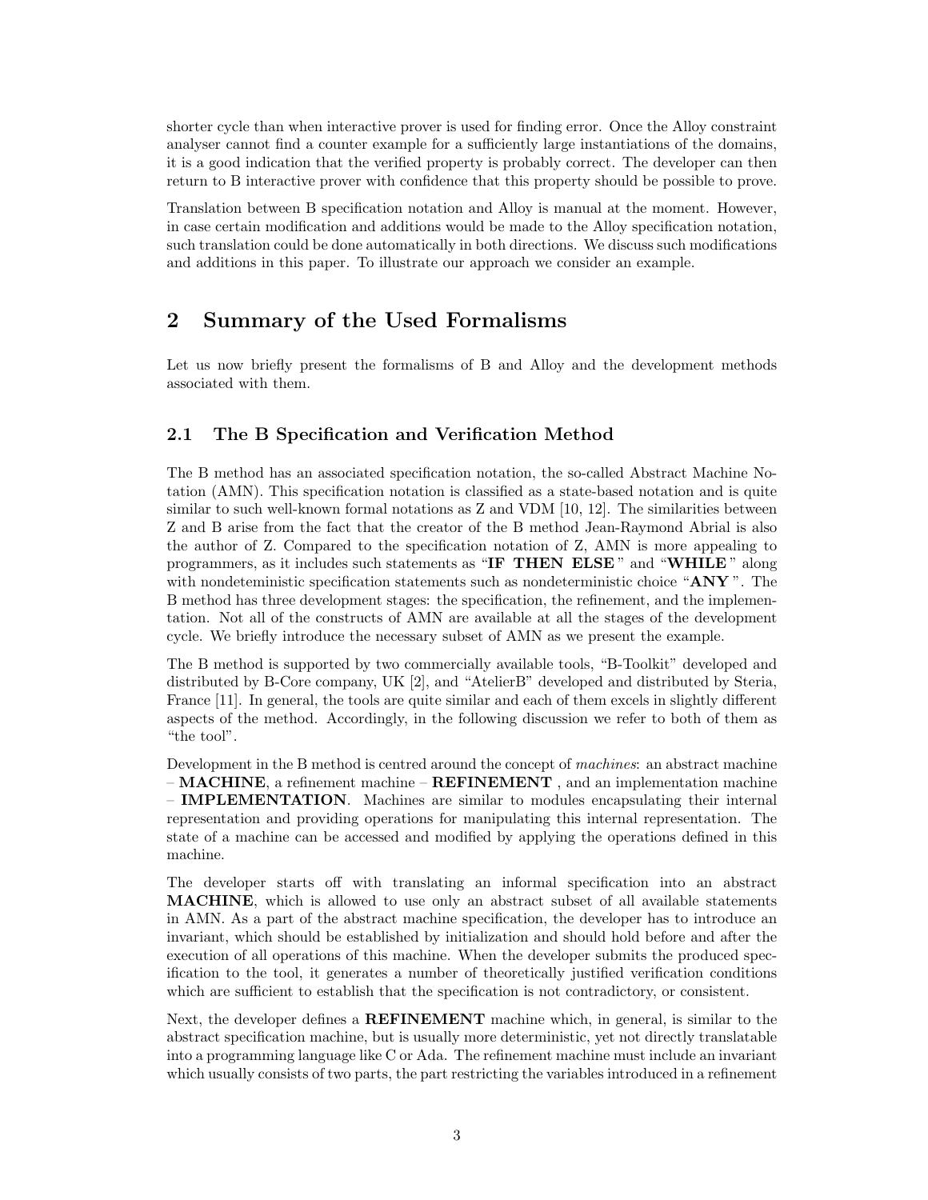shorter cycle than when interactive prover is used for finding error. Once the Alloy constraint analyser cannot find a counter example for a sufficiently large instantiations of the domains, it is a good indication that the verified property is probably correct. The developer can then return to B interactive prover with confidence that this property should be possible to prove.

Translation between B specification notation and Alloy is manual at the moment. However, in case certain modification and additions would be made to the Alloy specification notation, such translation could be done automatically in both directions. We discuss such modifications and additions in this paper. To illustrate our approach we consider an example.

## 2 Summary of the Used Formalisms

Let us now briefly present the formalisms of B and Alloy and the development methods associated with them.

### 2.1 The B Specification and Verification Method

The B method has an associated specification notation, the so-called Abstract Machine Notation (AMN). This specification notation is classified as a state-based notation and is quite similar to such well-known formal notations as Z and VDM [10, 12]. The similarities between Z and B arise from the fact that the creator of the B method Jean-Raymond Abrial is also the author of Z. Compared to the specification notation of Z, AMN is more appealing to programmers, as it includes such statements as "**IF THEN ELSE** " and "**WHILE** " along with nondeteministic specification statements such as nondeterministic choice "**ANY** ". The B method has three development stages: the specification, the refinement, and the implementation. Not all of the constructs of AMN are available at all the stages of the development cycle. We briefly introduce the necessary subset of AMN as we present the example.

The B method is supported by two commercially available tools, "B-Toolkit" developed and distributed by B-Core company, UK [2], and "AtelierB" developed and distributed by Steria, France [11]. In general, the tools are quite similar and each of them excels in slightly different aspects of the method. Accordingly, in the following discussion we refer to both of them as "the tool".

Development in the B method is centred around the concept of *machines*: an abstract machine – **MACHINE**, a refinement machine – **REFINEMENT** , and an implementation machine – **IMPLEMENTATION**. Machines are similar to modules encapsulating their internal representation and providing operations for manipulating this internal representation. The state of a machine can be accessed and modified by applying the operations defined in this machine.

The developer starts off with translating an informal specification into an abstract **MACHINE**, which is allowed to use only an abstract subset of all available statements in AMN. As a part of the abstract machine specification, the developer has to introduce an invariant, which should be established by initialization and should hold before and after the execution of all operations of this machine. When the developer submits the produced specification to the tool, it generates a number of theoretically justified verification conditions which are sufficient to establish that the specification is not contradictory, or consistent.

Next, the developer defines a **REFINEMENT** machine which, in general, is similar to the abstract specification machine, but is usually more deterministic, yet not directly translatable into a programming language like C or Ada. The refinement machine must include an invariant which usually consists of two parts, the part restricting the variables introduced in a refinement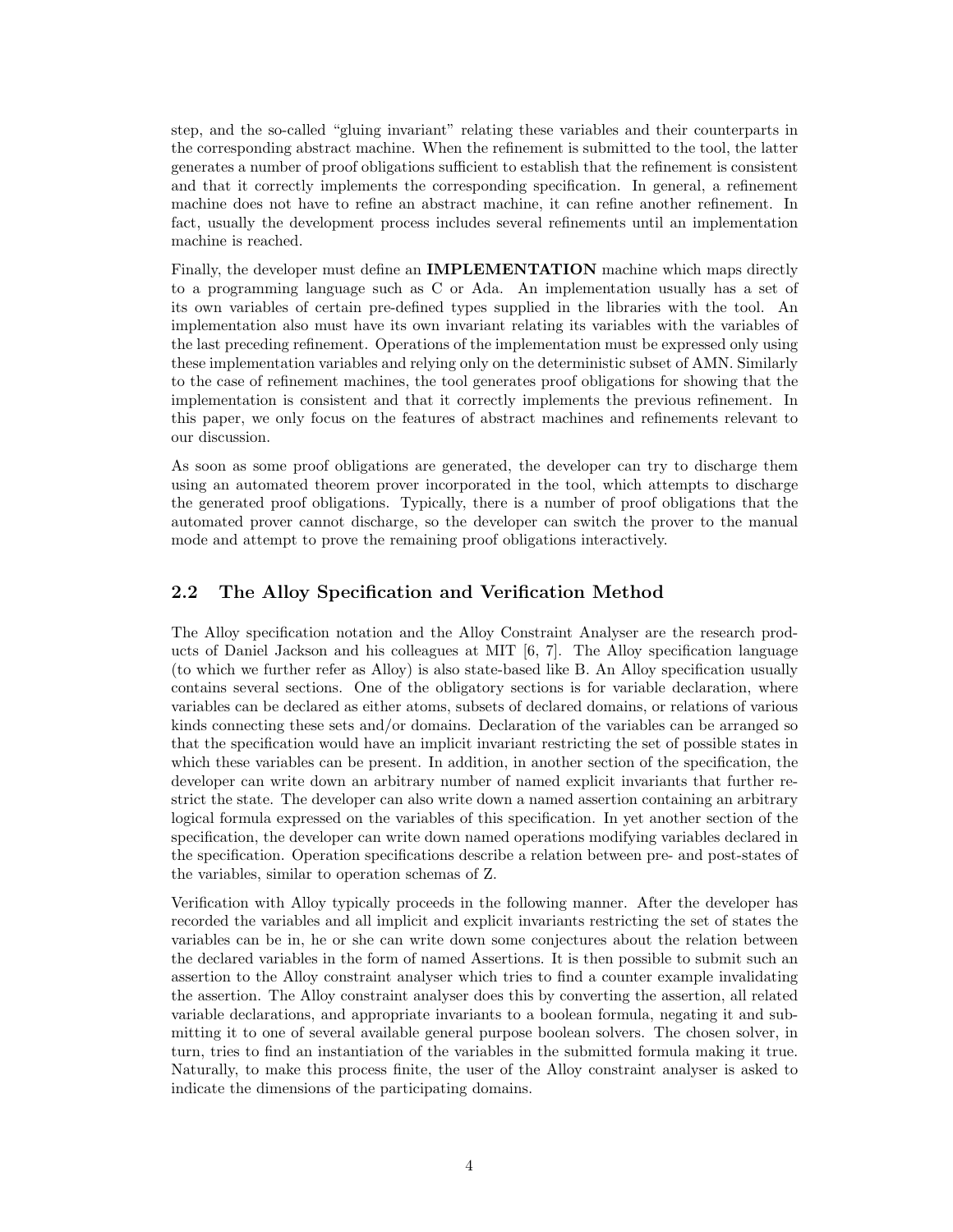step, and the so-called "gluing invariant" relating these variables and their counterparts in the corresponding abstract machine. When the refinement is submitted to the tool, the latter generates a number of proof obligations sufficient to establish that the refinement is consistent and that it correctly implements the corresponding specification. In general, a refinement machine does not have to refine an abstract machine, it can refine another refinement. In fact, usually the development process includes several refinements until an implementation machine is reached.

Finally, the developer must define an **IMPLEMENTATION** machine which maps directly to a programming language such as C or Ada. An implementation usually has a set of its own variables of certain pre-defined types supplied in the libraries with the tool. An implementation also must have its own invariant relating its variables with the variables of the last preceding refinement. Operations of the implementation must be expressed only using these implementation variables and relying only on the deterministic subset of AMN. Similarly to the case of refinement machines, the tool generates proof obligations for showing that the implementation is consistent and that it correctly implements the previous refinement. In this paper, we only focus on the features of abstract machines and refinements relevant to our discussion.

As soon as some proof obligations are generated, the developer can try to discharge them using an automated theorem prover incorporated in the tool, which attempts to discharge the generated proof obligations. Typically, there is a number of proof obligations that the automated prover cannot discharge, so the developer can switch the prover to the manual mode and attempt to prove the remaining proof obligations interactively.

## 2.2 The Alloy Specification and Verification Method

The Alloy specification notation and the Alloy Constraint Analyser are the research products of Daniel Jackson and his colleagues at MIT [6, 7]. The Alloy specification language (to which we further refer as Alloy) is also state-based like B. An Alloy specification usually contains several sections. One of the obligatory sections is for variable declaration, where variables can be declared as either atoms, subsets of declared domains, or relations of various kinds connecting these sets and/or domains. Declaration of the variables can be arranged so that the specification would have an implicit invariant restricting the set of possible states in which these variables can be present. In addition, in another section of the specification, the developer can write down an arbitrary number of named explicit invariants that further restrict the state. The developer can also write down a named assertion containing an arbitrary logical formula expressed on the variables of this specification. In yet another section of the specification, the developer can write down named operations modifying variables declared in the specification. Operation specifications describe a relation between pre- and post-states of the variables, similar to operation schemas of Z.

Verification with Alloy typically proceeds in the following manner. After the developer has recorded the variables and all implicit and explicit invariants restricting the set of states the variables can be in, he or she can write down some conjectures about the relation between the declared variables in the form of named Assertions. It is then possible to submit such an assertion to the Alloy constraint analyser which tries to find a counter example invalidating the assertion. The Alloy constraint analyser does this by converting the assertion, all related variable declarations, and appropriate invariants to a boolean formula, negating it and submitting it to one of several available general purpose boolean solvers. The chosen solver, in turn, tries to find an instantiation of the variables in the submitted formula making it true. Naturally, to make this process finite, the user of the Alloy constraint analyser is asked to indicate the dimensions of the participating domains.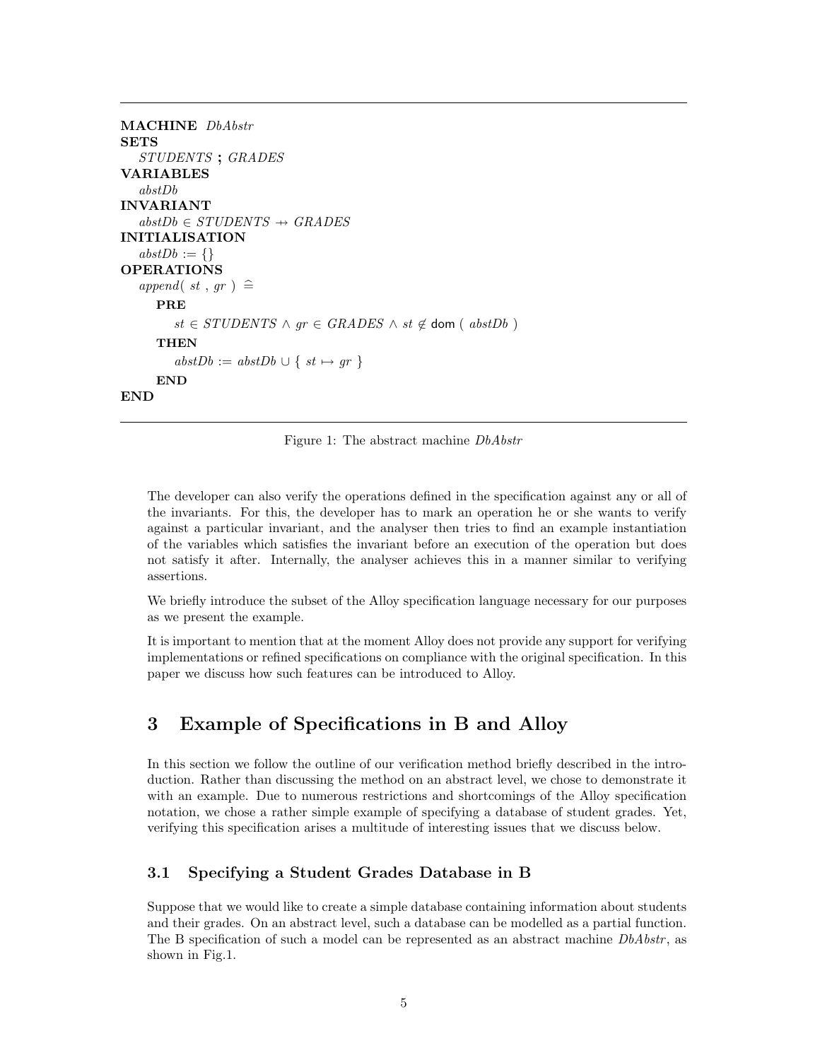**MACHINE** *DbAbstr*
**SETS**
  *STUDENTS* **;** *GRADES*
**VARIABLES**
  *abstDb*
**INVARIANT**
  $abstDb \in STUDENTS \rightarrow\!\!\!\!\!+ \; GRADES$
**INITIALISATION**
  $abstDb := \{\}$
**OPERATIONS**
  $append(\ st\ ,\ gr\ )\ \widehat{=}$
    **PRE**
      $st \in STUDENTS \wedge gr \in GRADES \wedge st \notin \mathsf{dom}\ (\ abstDb\ )$
    **THEN**
      $abstDb := abstDb \cup \{\ st \mapsto gr\ \}$
    **END**
**END**

Figure 1: The abstract machine *DbAbstr*

The developer can also verify the operations defined in the specification against any or all of the invariants. For this, the developer has to mark an operation he or she wants to verify against a particular invariant, and the analyser then tries to find an example instantiation of the variables which satisfies the invariant before an execution of the operation but does not satisfy it after. Internally, the analyser achieves this in a manner similar to verifying assertions.

We briefly introduce the subset of the Alloy specification language necessary for our purposes as we present the example.

It is important to mention that at the moment Alloy does not provide any support for verifying implementations or refined specifications on compliance with the original specification. In this paper we discuss how such features can be introduced to Alloy.

## 3 Example of Specifications in B and Alloy

In this section we follow the outline of our verification method briefly described in the introduction. Rather than discussing the method on an abstract level, we chose to demonstrate it with an example. Due to numerous restrictions and shortcomings of the Alloy specification notation, we chose a rather simple example of specifying a database of student grades. Yet, verifying this specification arises a multitude of interesting issues that we discuss below.

### 3.1 Specifying a Student Grades Database in B

Suppose that we would like to create a simple database containing information about students and their grades. On an abstract level, such a database can be modelled as a partial function. The B specification of such a model can be represented as an abstract machine *DbAbstr*, as shown in Fig.1.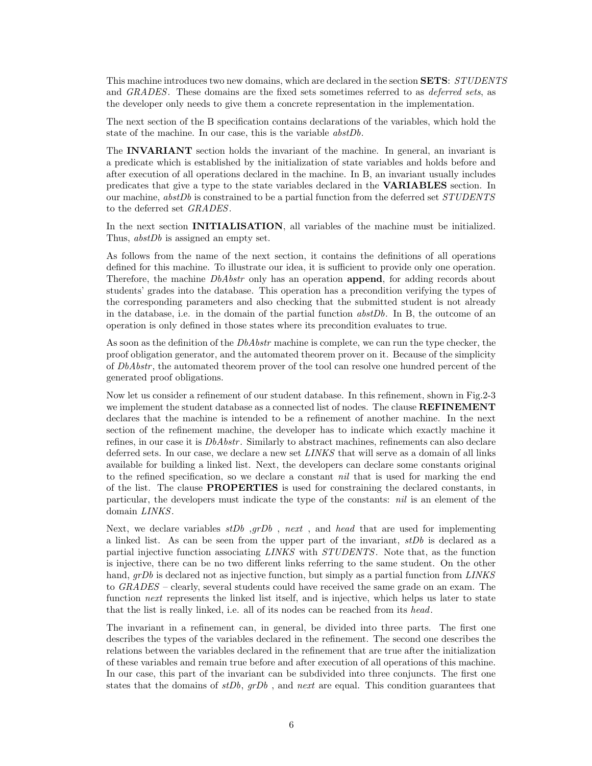This machine introduces two new domains, which are declared in the section **SETS**: *STUDENTS* and *GRADES*. These domains are the fixed sets sometimes referred to as *deferred sets*, as the developer only needs to give them a concrete representation in the implementation.

The next section of the B specification contains declarations of the variables, which hold the state of the machine. In our case, this is the variable *abstDb*.

The **INVARIANT** section holds the invariant of the machine. In general, an invariant is a predicate which is established by the initialization of state variables and holds before and after execution of all operations declared in the machine. In B, an invariant usually includes predicates that give a type to the state variables declared in the **VARIABLES** section. In our machine, *abstDb* is constrained to be a partial function from the deferred set *STUDENTS* to the deferred set *GRADES*.

In the next section **INITIALISATION**, all variables of the machine must be initialized. Thus, *abstDb* is assigned an empty set.

As follows from the name of the next section, it contains the definitions of all operations defined for this machine. To illustrate our idea, it is sufficient to provide only one operation. Therefore, the machine *DbAbstr* only has an operation **append**, for adding records about students' grades into the database. This operation has a precondition verifying the types of the corresponding parameters and also checking that the submitted student is not already in the database, i.e. in the domain of the partial function *abstDb*. In B, the outcome of an operation is only defined in those states where its precondition evaluates to true.

As soon as the definition of the *DbAbstr* machine is complete, we can run the type checker, the proof obligation generator, and the automated theorem prover on it. Because of the simplicity of *DbAbstr*, the automated theorem prover of the tool can resolve one hundred percent of the generated proof obligations.

Now let us consider a refinement of our student database. In this refinement, shown in Fig.2-3 we implement the student database as a connected list of nodes. The clause **REFINEMENT** declares that the machine is intended to be a refinement of another machine. In the next section of the refinement machine, the developer has to indicate which exactly machine it refines, in our case it is *DbAbstr*. Similarly to abstract machines, refinements can also declare deferred sets. In our case, we declare a new set *LINKS* that will serve as a domain of all links available for building a linked list. Next, the developers can declare some constants original to the refined specification, so we declare a constant *nil* that is used for marking the end of the list. The clause **PROPERTIES** is used for constraining the declared constants, in particular, the developers must indicate the type of the constants: *nil* is an element of the domain *LINKS*.

Next, we declare variables *stDb* ,*grDb* , *next* , and *head* that are used for implementing a linked list. As can be seen from the upper part of the invariant, *stDb* is declared as a partial injective function associating *LINKS* with *STUDENTS*. Note that, as the function is injective, there can be no two different links referring to the same student. On the other hand, *grDb* is declared not as injective function, but simply as a partial function from *LINKS* to *GRADES* – clearly, several students could have received the same grade on an exam. The function *next* represents the linked list itself, and is injective, which helps us later to state that the list is really linked, i.e. all of its nodes can be reached from its *head*.

The invariant in a refinement can, in general, be divided into three parts. The first one describes the types of the variables declared in the refinement. The second one describes the relations between the variables declared in the refinement that are true after the initialization of these variables and remain true before and after execution of all operations of this machine. In our case, this part of the invariant can be subdivided into three conjuncts. The first one states that the domains of *stDb*, *grDb* , and *next* are equal. This condition guarantees that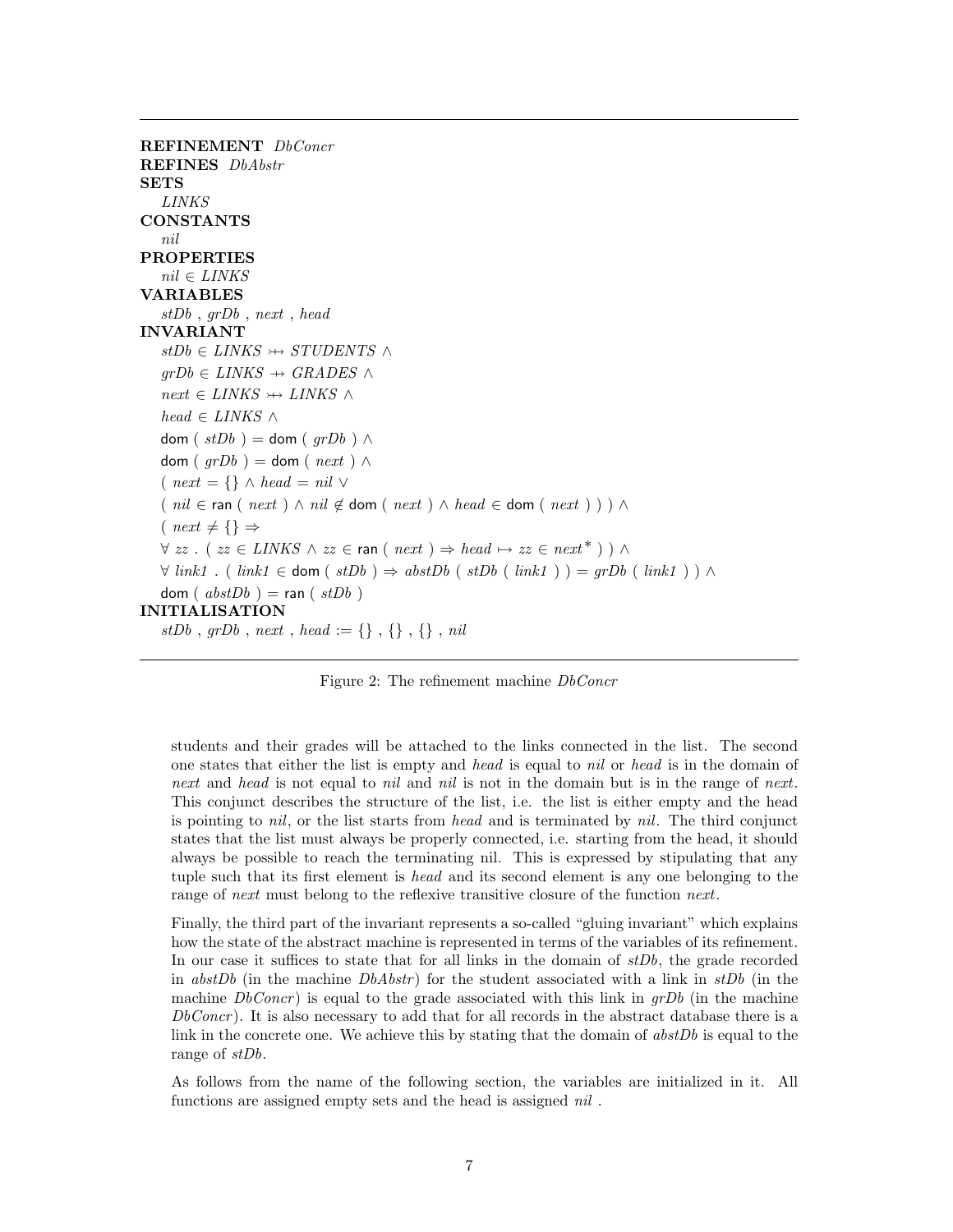**REFINEMENT** *DbConcr*
**REFINES** *DbAbstr*
**SETS**
  *LINKS*
**CONSTANTS**
  *nil*
**PROPERTIES**
  $nil \in LINKS$
**VARIABLES**
  $stDb$ , $grDb$ , $next$ , $head$
**INVARIANT**
  $stDb \in LINKS \rightarrowtail\!\!\!\!\!+ \; STUDENTS \;\wedge$
  $grDb \in LINKS \nrightarrow GRADES \;\wedge$
  $next \in LINKS \rightarrowtail\!\!\!\!\!+ \; LINKS \;\wedge$
  $head \in LINKS \;\wedge$
  $\mathsf{dom}\ (\ stDb\ ) = \mathsf{dom}\ (\ grDb\ ) \;\wedge$
  $\mathsf{dom}\ (\ grDb\ ) = \mathsf{dom}\ (\ next\ ) \;\wedge$
  $(\ next = \{\} \wedge head = nil \;\vee$
  $(\ nil \in \mathsf{ran}\ (\ next\ ) \wedge nil \notin \mathsf{dom}\ (\ next\ ) \wedge head \in \mathsf{dom}\ (\ next\ )\ )\ ) \;\wedge$
  $(\ next \neq \{\} \Rightarrow$
  $\forall\ zz\ .\ (\ zz \in LINKS \wedge zz \in \mathsf{ran}\ (\ next\ ) \Rightarrow head \mapsto zz \in next^{*}\ )\ ) \;\wedge$
  $\forall\ link1\ .\ (\ link1 \in \mathsf{dom}\ (\ stDb\ ) \Rightarrow abstDb\ (\ stDb\ (\ link1\ )\ ) = grDb\ (\ link1\ )\ ) \;\wedge$
  $\mathsf{dom}\ (\ abstDb\ ) = \mathsf{ran}\ (\ stDb\ )$
**INITIALISATION**
  $stDb\ ,\ grDb\ ,\ next\ ,\ head := \{\}\ ,\ \{\}\ ,\ \{\}\ ,\ nil$

Figure 2: The refinement machine *DbConcr*

students and their grades will be attached to the links connected in the list. The second one states that either the list is empty and *head* is equal to *nil* or *head* is in the domain of *next* and *head* is not equal to *nil* and *nil* is not in the domain but is in the range of *next*. This conjunct describes the structure of the list, i.e. the list is either empty and the head is pointing to *nil*, or the list starts from *head* and is terminated by *nil*. The third conjunct states that the list must always be properly connected, i.e. starting from the head, it should always be possible to reach the terminating nil. This is expressed by stipulating that any tuple such that its first element is *head* and its second element is any one belonging to the range of *next* must belong to the reflexive transitive closure of the function *next*.

Finally, the third part of the invariant represents a so-called "gluing invariant" which explains how the state of the abstract machine is represented in terms of the variables of its refinement. In our case it suffices to state that for all links in the domain of *stDb*, the grade recorded in *abstDb* (in the machine *DbAbstr*) for the student associated with a link in *stDb* (in the machine *DbConcr*) is equal to the grade associated with this link in *grDb* (in the machine *DbConcr*). It is also necessary to add that for all records in the abstract database there is a link in the concrete one. We achieve this by stating that the domain of *abstDb* is equal to the range of *stDb*.

As follows from the name of the following section, the variables are initialized in it. All functions are assigned empty sets and the head is assigned *nil* .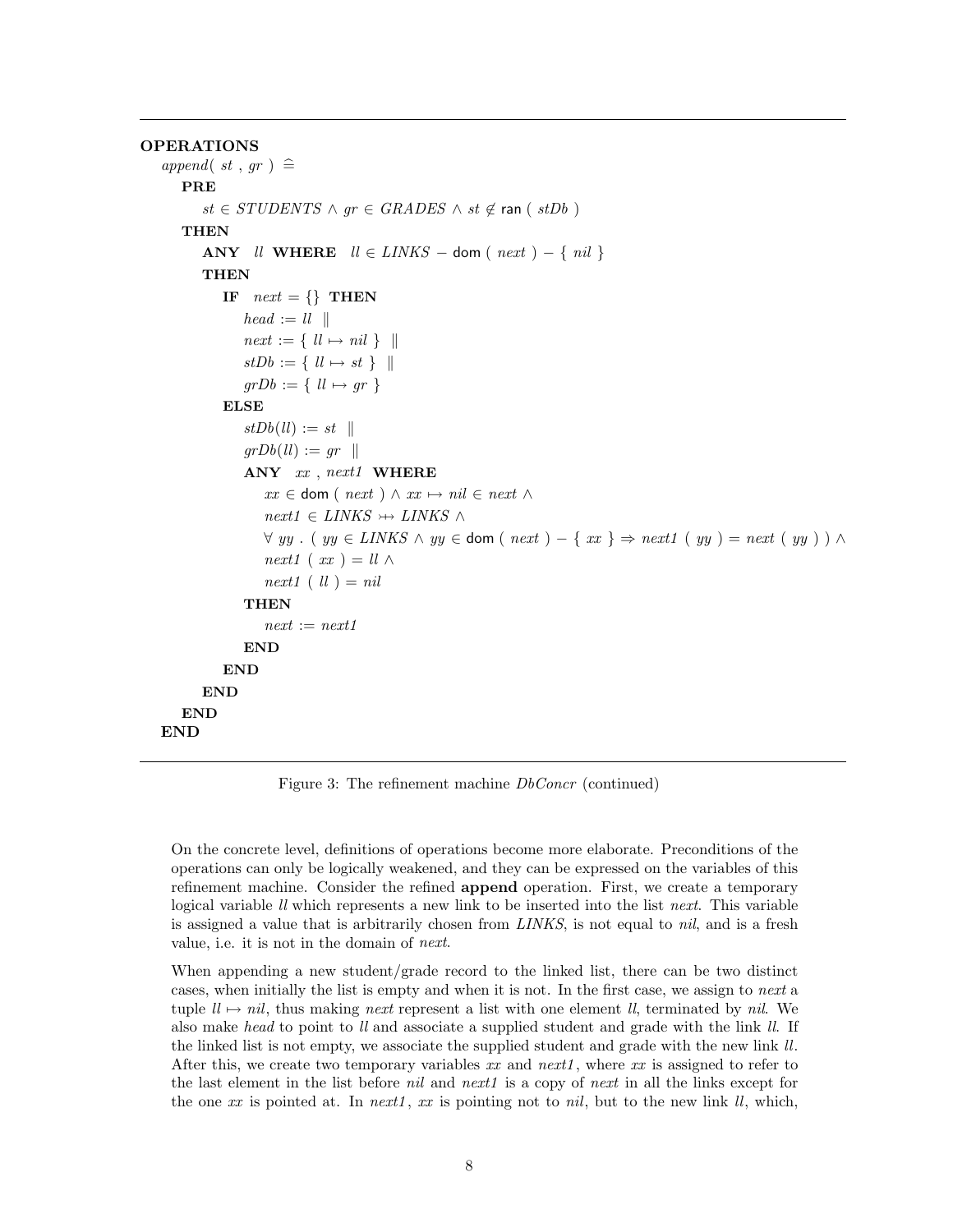```
OPERATIONS
  append( st , gr ) ≙
    PRE
      st ∈ STUDENTS ∧ gr ∈ GRADES ∧ st ∉ ran ( stDb )
    THEN
      ANY  ll  WHERE  ll ∈ LINKS − dom ( next ) − { nil }
      THEN
        IF  next = {}  THEN
          head := ll  ||
          next := { ll ↦ nil }  ||
          stDb := { ll ↦ st }  ||
          grDb := { ll ↦ gr }
        ELSE
          stDb(ll) := st  ||
          grDb(ll) := gr  ||
          ANY  xx , next1  WHERE
            xx ∈ dom ( next ) ∧ xx ↦ nil ∈ next ∧
            next1 ∈ LINKS ⤔ LINKS ∧
            ∀ yy . ( yy ∈ LINKS ∧ yy ∈ dom ( next ) − { xx } ⇒ next1 ( yy ) = next ( yy ) ) ∧
            next1 ( xx ) = ll ∧
            next1 ( ll ) = nil
          THEN
            next := next1
          END
        END
      END
    END
  END
```

Figure 3: The refinement machine *DbConcr* (continued)

On the concrete level, definitions of operations become more elaborate. Preconditions of the operations can only be logically weakened, and they can be expressed on the variables of this refinement machine. Consider the refined **append** operation. First, we create a temporary logical variable *ll* which represents a new link to be inserted into the list *next*. This variable is assigned a value that is arbitrarily chosen from *LINKS*, is not equal to *nil*, and is a fresh value, i.e. it is not in the domain of *next*.

When appending a new student/grade record to the linked list, there can be two distinct cases, when initially the list is empty and when it is not. In the first case, we assign to *next* a tuple $ll \mapsto nil$, thus making *next* represent a list with one element *ll*, terminated by *nil*. We also make *head* to point to *ll* and associate a supplied student and grade with the link *ll*. If the linked list is not empty, we associate the supplied student and grade with the new link *ll*. After this, we create two temporary variables *xx* and *next1*, where *xx* is assigned to refer to the last element in the list before *nil* and *next1* is a copy of *next* in all the links except for the one *xx* is pointed at. In *next1*, *xx* is pointing not to *nil*, but to the new link *ll*, which,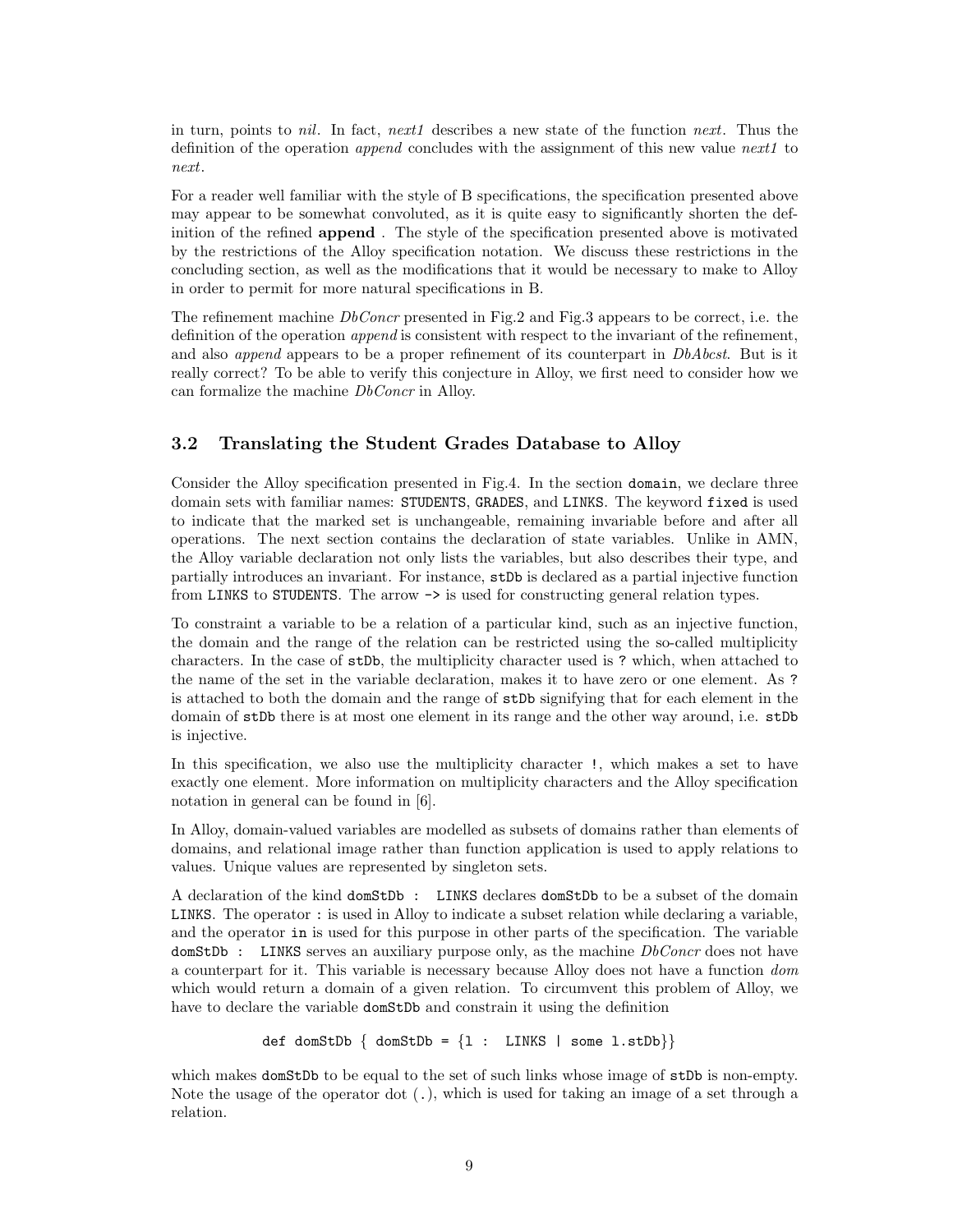in turn, points to *nil*. In fact, *next1* describes a new state of the function *next*. Thus the definition of the operation *append* concludes with the assignment of this new value *next1* to *next*.

For a reader well familiar with the style of B specifications, the specification presented above may appear to be somewhat convoluted, as it is quite easy to significantly shorten the definition of the refined **append** . The style of the specification presented above is motivated by the restrictions of the Alloy specification notation. We discuss these restrictions in the concluding section, as well as the modifications that it would be necessary to make to Alloy in order to permit for more natural specifications in B.

The refinement machine *DbConcr* presented in Fig.2 and Fig.3 appears to be correct, i.e. the definition of the operation *append* is consistent with respect to the invariant of the refinement, and also *append* appears to be a proper refinement of its counterpart in *DbAbcst*. But is it really correct? To be able to verify this conjecture in Alloy, we first need to consider how we can formalize the machine *DbConcr* in Alloy.

### 3.2 Translating the Student Grades Database to Alloy

Consider the Alloy specification presented in Fig.4. In the section `domain`, we declare three domain sets with familiar names: `STUDENTS`, `GRADES`, and `LINKS`. The keyword `fixed` is used to indicate that the marked set is unchangeable, remaining invariable before and after all operations. The next section contains the declaration of state variables. Unlike in AMN, the Alloy variable declaration not only lists the variables, but also describes their type, and partially introduces an invariant. For instance, `stDb` is declared as a partial injective function from `LINKS` to `STUDENTS`. The arrow `->` is used for constructing general relation types.

To constraint a variable to be a relation of a particular kind, such as an injective function, the domain and the range of the relation can be restricted using the so-called multiplicity characters. In the case of `stDb`, the multiplicity character used is `?` which, when attached to the name of the set in the variable declaration, makes it to have zero or one element. As `?` is attached to both the domain and the range of `stDb` signifying that for each element in the domain of `stDb` there is at most one element in its range and the other way around, i.e. `stDb` is injective.

In this specification, we also use the multiplicity character `!`, which makes a set to have exactly one element. More information on multiplicity characters and the Alloy specification notation in general can be found in [6].

In Alloy, domain-valued variables are modelled as subsets of domains rather than elements of domains, and relational image rather than function application is used to apply relations to values. Unique values are represented by singleton sets.

A declaration of the kind `domStDb : LINKS` declares `domStDb` to be a subset of the domain `LINKS`. The operator `:` is used in Alloy to indicate a subset relation while declaring a variable, and the operator `in` is used for this purpose in other parts of the specification. The variable `domStDb : LINKS` serves an auxiliary purpose only, as the machine *DbConcr* does not have a counterpart for it. This variable is necessary because Alloy does not have a function *dom* which would return a domain of a given relation. To circumvent this problem of Alloy, we have to declare the variable `domStDb` and constrain it using the definition

```
def domStDb { domStDb = {l : LINKS | some l.stDb}}
```

which makes `domStDb` to be equal to the set of such links whose image of `stDb` is non-empty. Note the usage of the operator dot (`.`), which is used for taking an image of a set through a relation.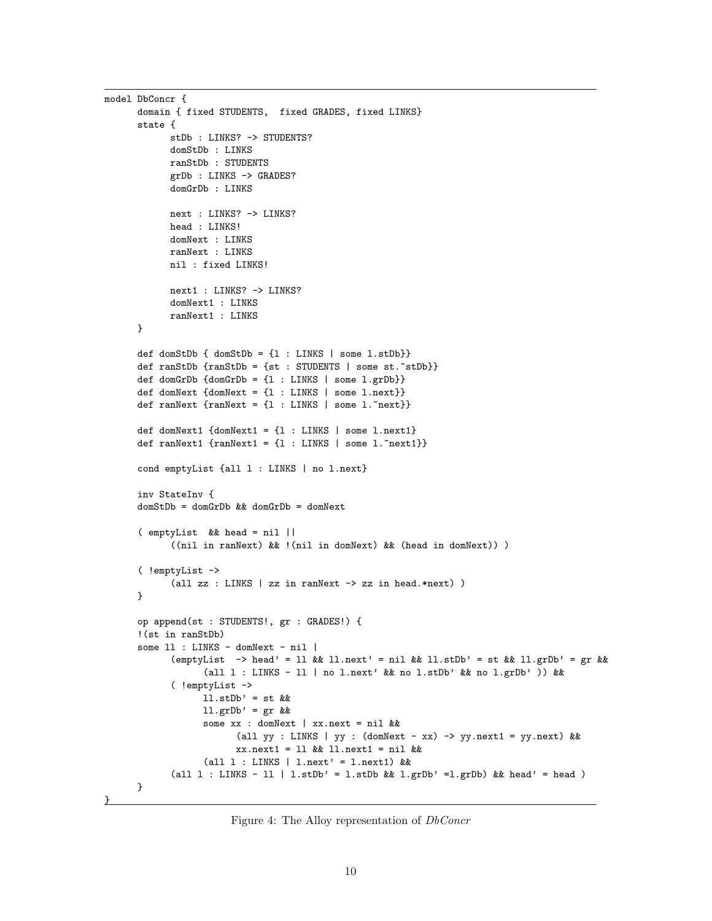```
model DbConcr {
      domain { fixed STUDENTS,  fixed GRADES, fixed LINKS}
      state {
            stDb : LINKS? -> STUDENTS?
            domStDb : LINKS
            ranStDb : STUDENTS
            grDb : LINKS -> GRADES?
            domGrDb : LINKS

            next : LINKS? -> LINKS?
            head : LINKS!
            domNext : LINKS
            ranNext : LINKS
            nil : fixed LINKS!

            next1 : LINKS? -> LINKS?
            domNext1 : LINKS
            ranNext1 : LINKS
      }

      def domStDb { domStDb = {l : LINKS | some l.stDb}}
      def ranStDb {ranStDb = {st : STUDENTS | some st.~stDb}}
      def domGrDb {domGrDb = {l : LINKS | some l.grDb}}
      def domNext {domNext = {l : LINKS | some l.next}}
      def ranNext {ranNext = {l : LINKS | some l.~next}}

      def domNext1 {domNext1 = {l : LINKS | some l.next1}
      def ranNext1 {ranNext1 = {l : LINKS | some l.~next1}}

      cond emptyList {all l : LINKS | no l.next}

      inv StateInv {
      domStDb = domGrDb && domGrDb = domNext

      ( emptyList  && head = nil ||
            ((nil in ranNext) && !(nil in domNext) && (head in domNext)) )

      ( !emptyList ->
            (all zz : LINKS | zz in ranNext -> zz in head.*next) )
      }

      op append(st : STUDENTS!, gr : GRADES!) {
      !(st in ranStDb)
      some ll : LINKS - domNext - nil |
            (emptyList  -> head' = ll && ll.next' = nil && ll.stDb' = st && ll.grDb' = gr &&
                  (all l : LINKS - ll | no l.next' && no l.stDb' && no l.grDb' )) &&
            ( !emptyList ->
                  ll.stDb' = st &&
                  ll.grDb' = gr &&
                  some xx : domNext | xx.next = nil &&
                        (all yy : LINKS | yy : (domNext - xx) -> yy.next1 = yy.next) &&
                        xx.next1 = ll && ll.next1 = nil &&
                  (all l : LINKS | l.next' = l.next1) &&
            (all l : LINKS - ll | l.stDb' = l.stDb && l.grDb' =l.grDb) && head' = head )
      }
}
```

Figure 4: The Alloy representation of *DbConcr*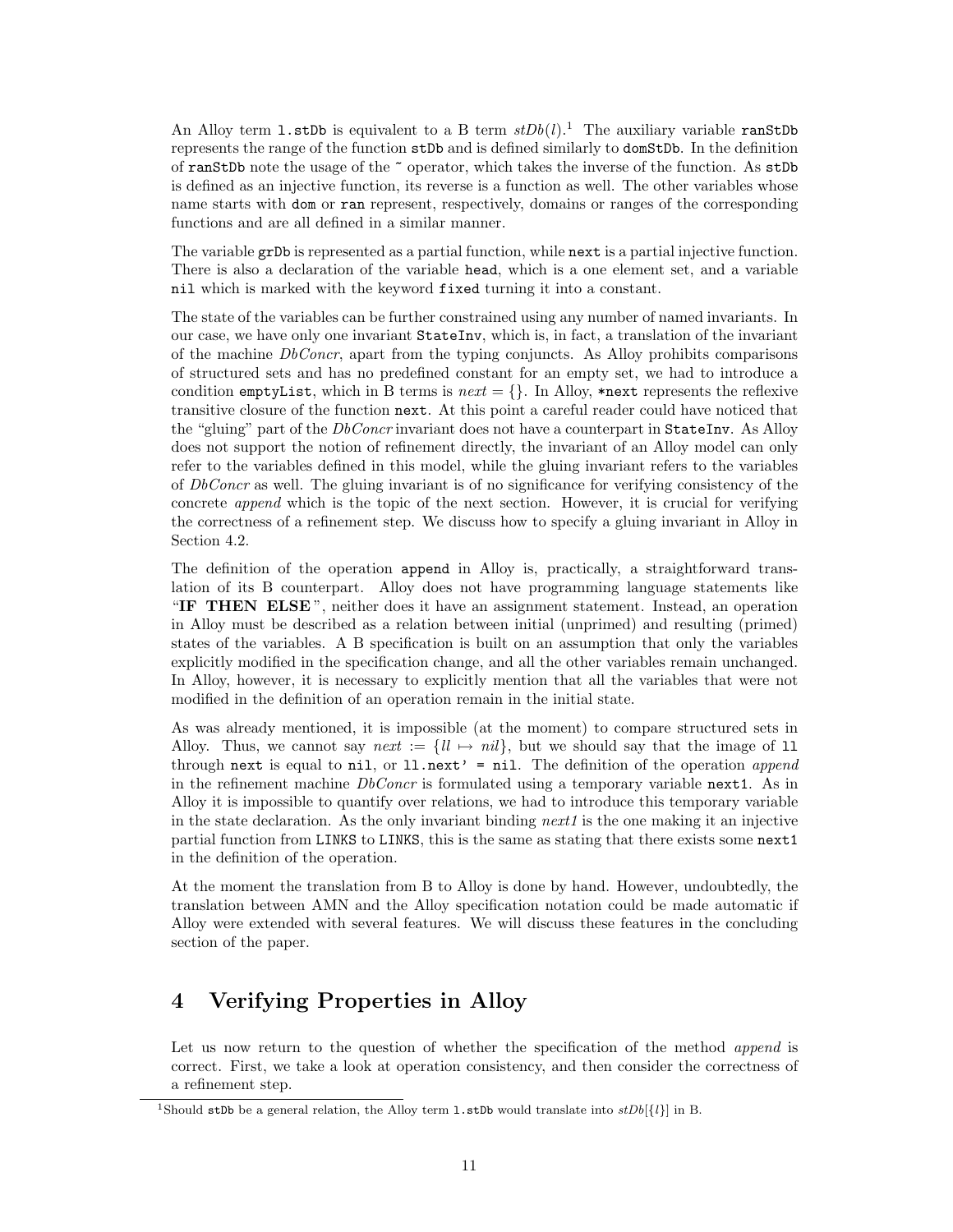An Alloy term `l.stDb` is equivalent to a B term $stDb(l)$.[1] The auxiliary variable `ranStDb` represents the range of the function `stDb` and is defined similarly to `domStDb`. In the definition of `ranStDb` note the usage of the `~` operator, which takes the inverse of the function. As `stDb` is defined as an injective function, its reverse is a function as well. The other variables whose name starts with `dom` or `ran` represent, respectively, domains or ranges of the corresponding functions and are all defined in a similar manner.

The variable `grDb` is represented as a partial function, while `next` is a partial injective function. There is also a declaration of the variable `head`, which is a one element set, and a variable `nil` which is marked with the keyword `fixed` turning it into a constant.

The state of the variables can be further constrained using any number of named invariants. In our case, we have only one invariant `StateInv`, which is, in fact, a translation of the invariant of the machine *DbConcr*, apart from the typing conjuncts. As Alloy prohibits comparisons of structured sets and has no predefined constant for an empty set, we had to introduce a condition `emptyList`, which in B terms is $next = \{\}$. In Alloy, `*next` represents the reflexive transitive closure of the function `next`. At this point a careful reader could have noticed that the "gluing" part of the *DbConcr* invariant does not have a counterpart in `StateInv`. As Alloy does not support the notion of refinement directly, the invariant of an Alloy model can only refer to the variables defined in this model, while the gluing invariant refers to the variables of *DbConcr* as well. The gluing invariant is of no significance for verifying consistency of the concrete *append* which is the topic of the next section. However, it is crucial for verifying the correctness of a refinement step. We discuss how to specify a gluing invariant in Alloy in Section 4.2.

The definition of the operation `append` in Alloy is, practically, a straightforward translation of its B counterpart. Alloy does not have programming language statements like "**IF THEN ELSE**", neither does it have an assignment statement. Instead, an operation in Alloy must be described as a relation between initial (unprimed) and resulting (primed) states of the variables. A B specification is built on an assumption that only the variables explicitly modified in the specification change, and all the other variables remain unchanged. In Alloy, however, it is necessary to explicitly mention that all the variables that were not modified in the definition of an operation remain in the initial state.

As was already mentioned, it is impossible (at the moment) to compare structured sets in Alloy. Thus, we cannot say $next := \{ll \mapsto nil\}$, but we should say that the image of `ll` through `next` is equal to `nil`, or `ll.next' = nil`. The definition of the operation *append* in the refinement machine *DbConcr* is formulated using a temporary variable `next1`. As in Alloy it is impossible to quantify over relations, we had to introduce this temporary variable in the state declaration. As the only invariant binding *next1* is the one making it an injective partial function from `LINKS` to `LINKS`, this is the same as stating that there exists some `next1` in the definition of the operation.

At the moment the translation from B to Alloy is done by hand. However, undoubtedly, the translation between AMN and the Alloy specification notation could be made automatic if Alloy were extended with several features. We will discuss these features in the concluding section of the paper.

# 4 Verifying Properties in Alloy

Let us now return to the question of whether the specification of the method *append* is correct. First, we take a look at operation consistency, and then consider the correctness of a refinement step.

[1] Should `stDb` be a general relation, the Alloy term `l.stDb` would translate into $stDb[\{l\}]$ in B.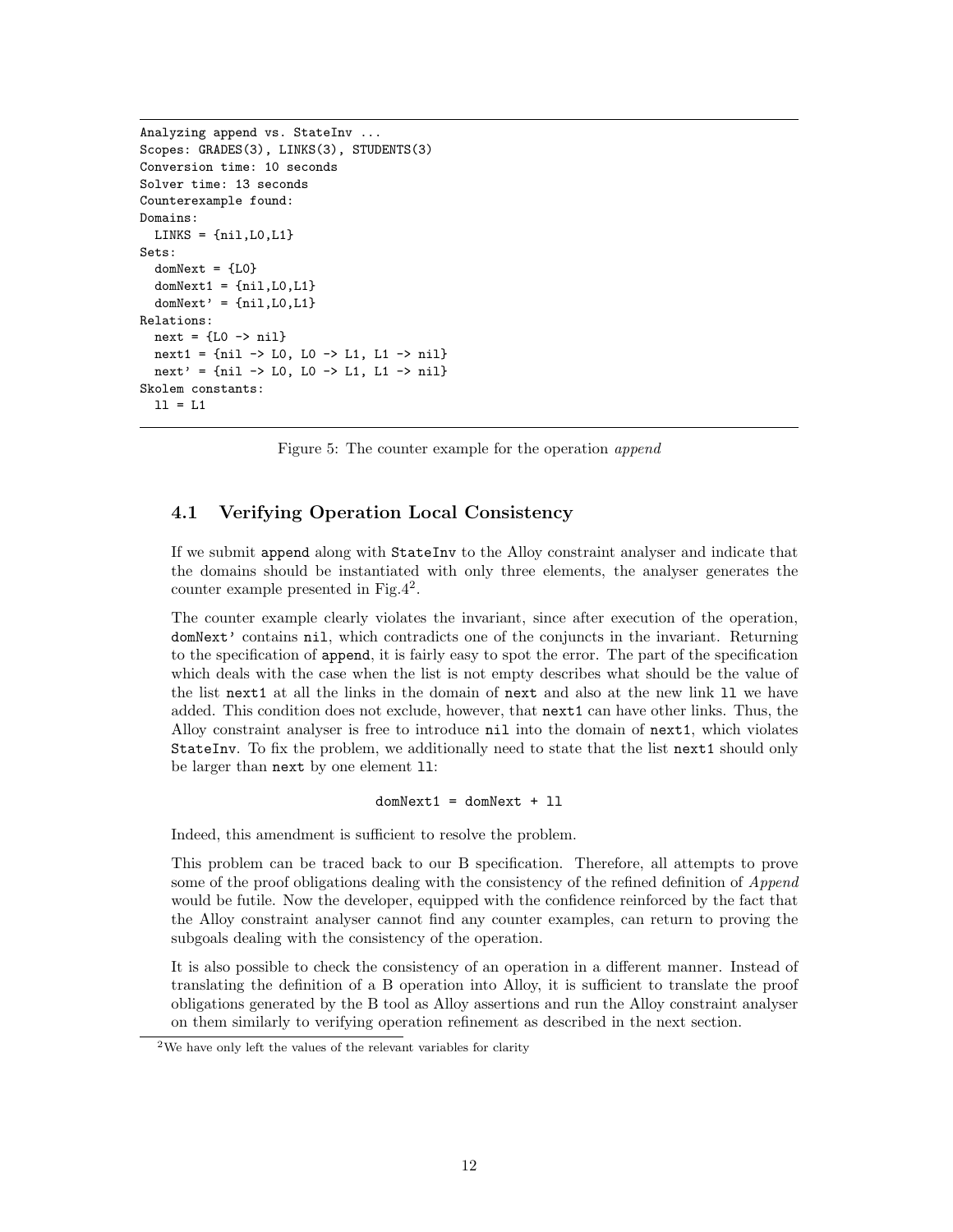```
Analyzing append vs. StateInv ...
Scopes: GRADES(3), LINKS(3), STUDENTS(3)
Conversion time: 10 seconds
Solver time: 13 seconds
Counterexample found:
Domains:
  LINKS = {nil,L0,L1}
Sets:
  domNext = {L0}
  domNext1 = {nil,L0,L1}
  domNext' = {nil,L0,L1}
Relations:
  next = {L0 -> nil}
  next1 = {nil -> L0, L0 -> L1, L1 -> nil}
  next' = {nil -> L0, L0 -> L1, L1 -> nil}
Skolem constants:
  ll = L1
```

Figure 5: The counter example for the operation *append*

### 4.1 Verifying Operation Local Consistency

If we submit `append` along with `StateInv` to the Alloy constraint analyser and indicate that the domains should be instantiated with only three elements, the analyser generates the counter example presented in Fig.4[2].

The counter example clearly violates the invariant, since after execution of the operation, `domNext'` contains `nil`, which contradicts one of the conjuncts in the invariant. Returning to the specification of `append`, it is fairly easy to spot the error. The part of the specification which deals with the case when the list is not empty describes what should be the value of the list `next1` at all the links in the domain of `next` and also at the new link `ll` we have added. This condition does not exclude, however, that `next1` can have other links. Thus, the Alloy constraint analyser is free to introduce `nil` into the domain of `next1`, which violates `StateInv`. To fix the problem, we additionally need to state that the list `next1` should only be larger than `next` by one element `ll`:

```
domNext1 = domNext + ll
```

Indeed, this amendment is sufficient to resolve the problem.

This problem can be traced back to our B specification. Therefore, all attempts to prove some of the proof obligations dealing with the consistency of the refined definition of *Append* would be futile. Now the developer, equipped with the confidence reinforced by the fact that the Alloy constraint analyser cannot find any counter examples, can return to proving the subgoals dealing with the consistency of the operation.

It is also possible to check the consistency of an operation in a different manner. Instead of translating the definition of a B operation into Alloy, it is sufficient to translate the proof obligations generated by the B tool as Alloy assertions and run the Alloy constraint analyser on them similarly to verifying operation refinement as described in the next section.

[2] We have only left the values of the relevant variables for clarity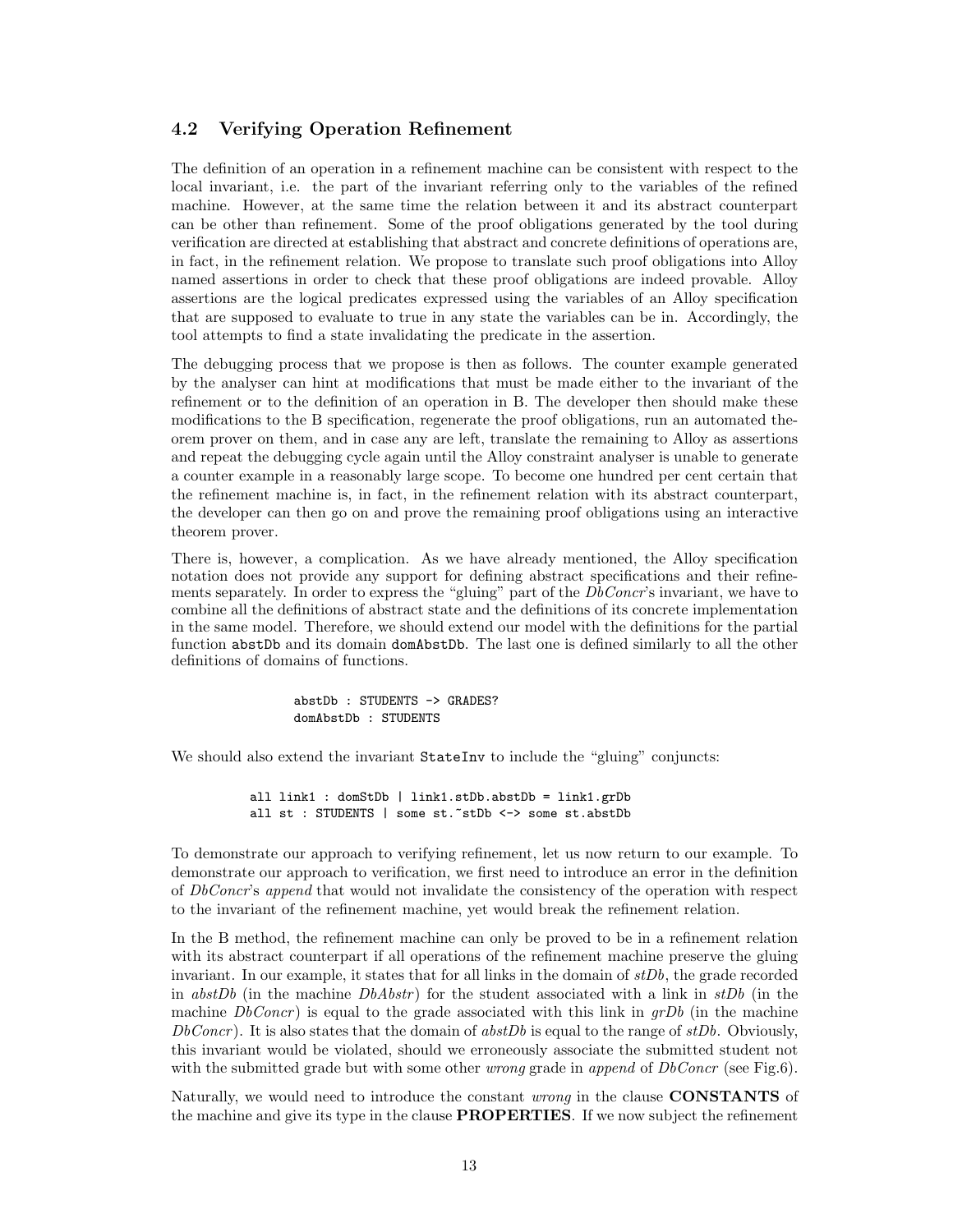### 4.2 Verifying Operation Refinement

The definition of an operation in a refinement machine can be consistent with respect to the local invariant, i.e. the part of the invariant referring only to the variables of the refined machine. However, at the same time the relation between it and its abstract counterpart can be other than refinement. Some of the proof obligations generated by the tool during verification are directed at establishing that abstract and concrete definitions of operations are, in fact, in the refinement relation. We propose to translate such proof obligations into Alloy named assertions in order to check that these proof obligations are indeed provable. Alloy assertions are the logical predicates expressed using the variables of an Alloy specification that are supposed to evaluate to true in any state the variables can be in. Accordingly, the tool attempts to find a state invalidating the predicate in the assertion.

The debugging process that we propose is then as follows. The counter example generated by the analyser can hint at modifications that must be made either to the invariant of the refinement or to the definition of an operation in B. The developer then should make these modifications to the B specification, regenerate the proof obligations, run an automated theorem prover on them, and in case any are left, translate the remaining to Alloy as assertions and repeat the debugging cycle again until the Alloy constraint analyser is unable to generate a counter example in a reasonably large scope. To become one hundred per cent certain that the refinement machine is, in fact, in the refinement relation with its abstract counterpart, the developer can then go on and prove the remaining proof obligations using an interactive theorem prover.

There is, however, a complication. As we have already mentioned, the Alloy specification notation does not provide any support for defining abstract specifications and their refinements separately. In order to express the "gluing" part of the *DbConcr*'s invariant, we have to combine all the definitions of abstract state and the definitions of its concrete implementation in the same model. Therefore, we should extend our model with the definitions for the partial function `abstDb` and its domain `domAbstDb`. The last one is defined similarly to all the other definitions of domains of functions.

```
abstDb : STUDENTS -> GRADES?
domAbstDb : STUDENTS
```

We should also extend the invariant `StateInv` to include the "gluing" conjuncts:

```
all link1 : domStDb | link1.stDb.abstDb = link1.grDb
all st : STUDENTS | some st.~stDb <-> some st.abstDb
```

To demonstrate our approach to verifying refinement, let us now return to our example. To demonstrate our approach to verification, we first need to introduce an error in the definition of *DbConcr*'s *append* that would not invalidate the consistency of the operation with respect to the invariant of the refinement machine, yet would break the refinement relation.

In the B method, the refinement machine can only be proved to be in a refinement relation with its abstract counterpart if all operations of the refinement machine preserve the gluing invariant. In our example, it states that for all links in the domain of *stDb*, the grade recorded in *abstDb* (in the machine *DbAbstr*) for the student associated with a link in *stDb* (in the machine *DbConcr*) is equal to the grade associated with this link in *grDb* (in the machine *DbConcr*). It is also states that the domain of *abstDb* is equal to the range of *stDb*. Obviously, this invariant would be violated, should we erroneously associate the submitted student not with the submitted grade but with some other *wrong* grade in *append* of *DbConcr* (see Fig.6).

Naturally, we would need to introduce the constant *wrong* in the clause **CONSTANTS** of the machine and give its type in the clause **PROPERTIES**. If we now subject the refinement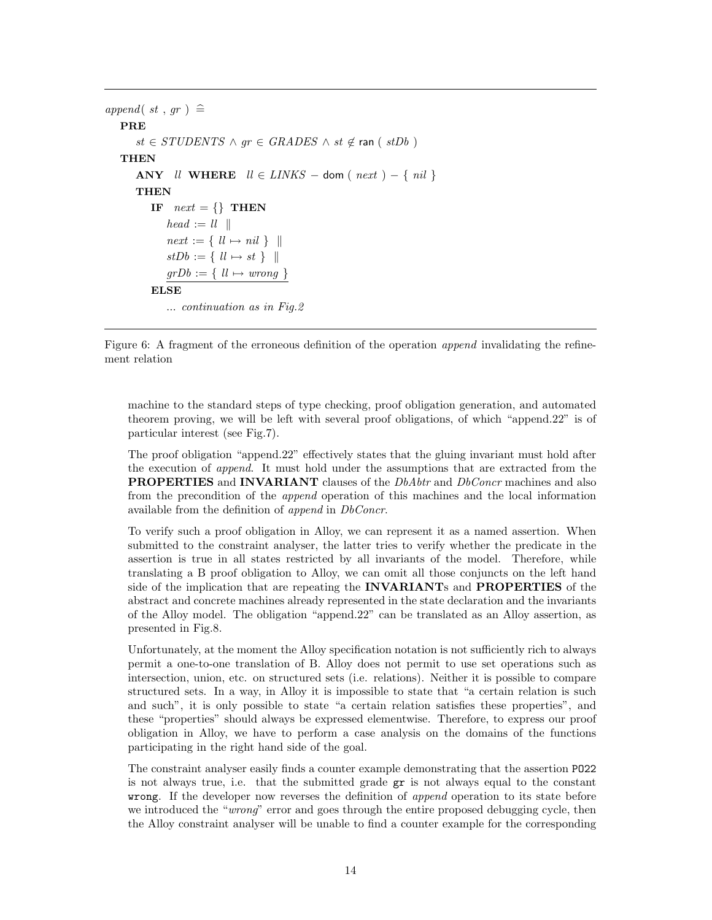$append(\ st\ ,\ gr\ )\ \widehat{=}$

**PRE**

$st \in STUDENTS \wedge gr \in GRADES \wedge st \notin \mathsf{ran}\ (\ stDb\ )$

**THEN**

**ANY** $ll$ **WHERE** $ll \in LINKS - \mathsf{dom}\ (\ next\ ) - \{\ nil\ \}$

**THEN**

**IF** $next = \{\}$ **THEN**

$head := ll\ \ \|$

$next := \{\ ll \mapsto nil\ \}\ \ \|$

$stDb := \{\ ll \mapsto st\ \}\ \ \|$

$\underline{grDb := \{\ ll \mapsto wrong\ \}}$

**ELSE**

*... continuation as in Fig.2*

Figure 6: A fragment of the erroneous definition of the operation *append* invalidating the refinement relation

machine to the standard steps of type checking, proof obligation generation, and automated theorem proving, we will be left with several proof obligations, of which "append.22" is of particular interest (see Fig.7).

The proof obligation "append.22" effectively states that the gluing invariant must hold after the execution of *append*. It must hold under the assumptions that are extracted from the **PROPERTIES** and **INVARIANT** clauses of the *DbAbtr* and *DbConcr* machines and also from the precondition of the *append* operation of this machines and the local information available from the definition of *append* in *DbConcr*.

To verify such a proof obligation in Alloy, we can represent it as a named assertion. When submitted to the constraint analyser, the latter tries to verify whether the predicate in the assertion is true in all states restricted by all invariants of the model. Therefore, while translating a B proof obligation to Alloy, we can omit all those conjuncts on the left hand side of the implication that are repeating the **INVARIANT**s and **PROPERTIES** of the abstract and concrete machines already represented in the state declaration and the invariants of the Alloy model. The obligation "append.22" can be translated as an Alloy assertion, as presented in Fig.8.

Unfortunately, at the moment the Alloy specification notation is not sufficiently rich to always permit a one-to-one translation of B. Alloy does not permit to use set operations such as intersection, union, etc. on structured sets (i.e. relations). Neither it is possible to compare structured sets. In a way, in Alloy it is impossible to state that "a certain relation is such and such", it is only possible to state "a certain relation satisfies these properties", and these "properties" should always be expressed elementwise. Therefore, to express our proof obligation in Alloy, we have to perform a case analysis on the domains of the functions participating in the right hand side of the goal.

The constraint analyser easily finds a counter example demonstrating that the assertion `PO22` is not always true, i.e. that the submitted grade `gr` is not always equal to the constant `wrong`. If the developer now reverses the definition of *append* operation to its state before we introduced the "*wrong*" error and goes through the entire proposed debugging cycle, then the Alloy constraint analyser will be unable to find a counter example for the corresponding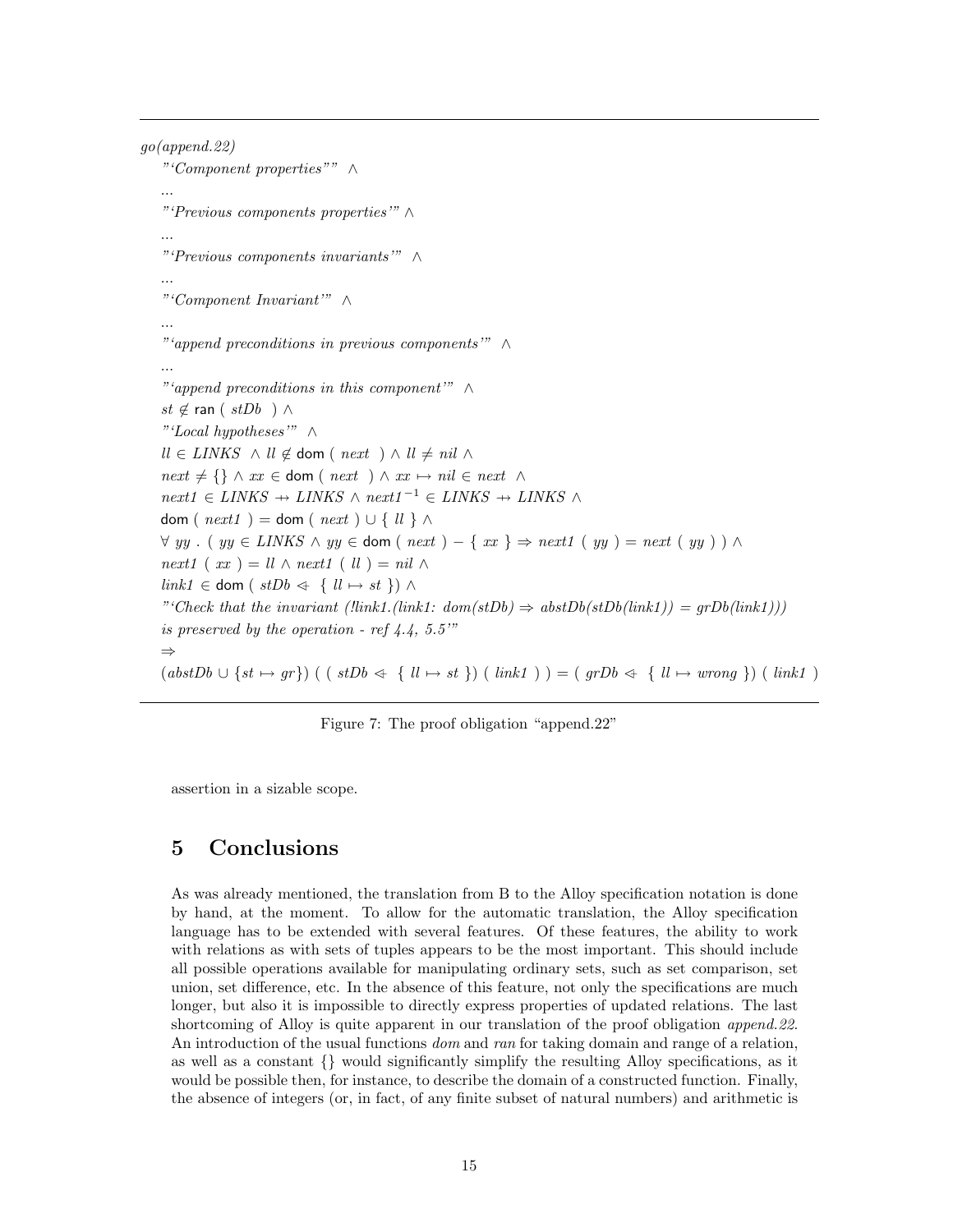*go(append.22)*

"'*Component properties*'" $\wedge$

...

"'*Previous components properties*'" $\wedge$

...

"'*Previous components invariants*'" $\wedge$

...

"'*Component Invariant*'" $\wedge$

...

"'*append preconditions in previous components*'" $\wedge$

...

"'*append preconditions in this component*'" $\wedge$

$st \notin \mathsf{ran}\ (\ stDb\ ) \wedge$

"'*Local hypotheses*'" $\wedge$

$ll \in LINKS\ \wedge ll \notin \mathsf{dom}\ (\ next\ ) \wedge ll \neq nil \wedge$

$next \neq \{\} \wedge xx \in \mathsf{dom}\ (\ next\ ) \wedge xx \mapsto nil \in next\ \wedge$

$next1 \in LINKS \rightarrow\!\!\!\!\!\shortmid\ LINKS \wedge next1^{-1} \in LINKS \rightarrow\!\!\!\!\!\shortmid\ LINKS \wedge$

$\mathsf{dom}\ (\ next1\ ) = \mathsf{dom}\ (\ next\ ) \cup \{\ ll\ \} \wedge$

$\forall\ yy\ .\ (\ yy \in LINKS \wedge yy \in \mathsf{dom}\ (\ next\ ) - \{\ xx\ \} \Rightarrow next1\ (\ yy\ ) = next\ (\ yy\ )\ ) \wedge$

$next1\ (\ xx\ ) = ll \wedge next1\ (\ ll\ ) = nil \wedge$

$link1 \in \mathsf{dom}\ (\ stDb \Leftarrow\ \{\ ll \mapsto st\ \}) \wedge$

"'*Check that the invariant (!link1.(link1: dom(stDb) ⇒ abstDb(stDb(link1)) = grDb(link1))) is preserved by the operation - ref 4.4, 5.5*'"

$\Rightarrow$

$(abstDb \cup \{st \mapsto gr\})\ (\ (\ stDb \Leftarrow\ \{\ ll \mapsto st\ \})\ (\ link1\ )\ ) = (\ grDb \Leftarrow\ \{\ ll \mapsto wrong\ \})\ (\ link1\ )$

Figure 7: The proof obligation "append.22"

assertion in a sizable scope.

# 5 Conclusions

As was already mentioned, the translation from B to the Alloy specification notation is done by hand, at the moment. To allow for the automatic translation, the Alloy specification language has to be extended with several features. Of these features, the ability to work with relations as with sets of tuples appears to be the most important. This should include all possible operations available for manipulating ordinary sets, such as set comparison, set union, set difference, etc. In the absence of this feature, not only the specifications are much longer, but also it is impossible to directly express properties of updated relations. The last shortcoming of Alloy is quite apparent in our translation of the proof obligation *append.22*. An introduction of the usual functions *dom* and *ran* for taking domain and range of a relation, as well as a constant {} would significantly simplify the resulting Alloy specifications, as it would be possible then, for instance, to describe the domain of a constructed function. Finally, the absence of integers (or, in fact, of any finite subset of natural numbers) and arithmetic is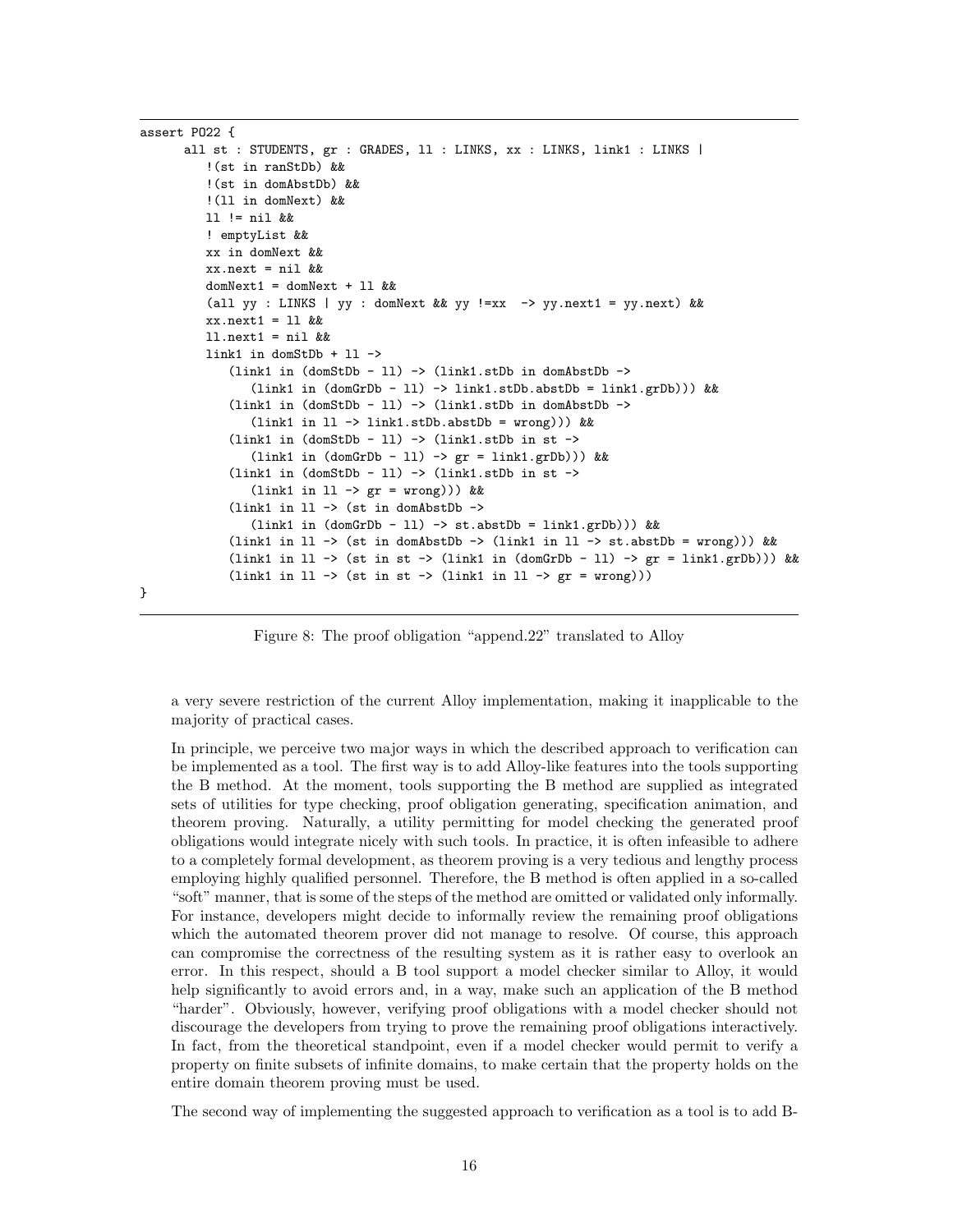```
assert PO22 {
      all st : STUDENTS, gr : GRADES, ll : LINKS, xx : LINKS, link1 : LINKS |
         !(st in ranStDb) &&
         !(st in domAbstDb) &&
         !(ll in domNext) &&
         ll != nil &&
         ! emptyList &&
         xx in domNext &&
         xx.next = nil &&
         domNext1 = domNext + ll &&
         (all yy : LINKS | yy : domNext && yy !=xx  -> yy.next1 = yy.next) &&
         xx.next1 = ll &&
         ll.next1 = nil &&
         link1 in domStDb + ll ->
            (link1 in (domStDb - ll) -> (link1.stDb in domAbstDb ->
               (link1 in (domGrDb - ll) -> link1.stDb.abstDb = link1.grDb))) &&
            (link1 in (domStDb - ll) -> (link1.stDb in domAbstDb ->
               (link1 in ll -> link1.stDb.abstDb = wrong))) &&
            (link1 in (domStDb - ll) -> (link1.stDb in st ->
               (link1 in (domGrDb - ll) -> gr = link1.grDb))) &&
            (link1 in (domStDb - ll) -> (link1.stDb in st ->
               (link1 in ll -> gr = wrong))) &&
            (link1 in ll -> (st in domAbstDb ->
               (link1 in (domGrDb - ll) -> st.abstDb = link1.grDb))) &&
            (link1 in ll -> (st in domAbstDb -> (link1 in ll -> st.abstDb = wrong))) &&
            (link1 in ll -> (st in st -> (link1 in (domGrDb - ll) -> gr = link1.grDb))) &&
            (link1 in ll -> (st in st -> (link1 in ll -> gr = wrong)))
}
```

Figure 8: The proof obligation "append.22" translated to Alloy

a very severe restriction of the current Alloy implementation, making it inapplicable to the majority of practical cases.

In principle, we perceive two major ways in which the described approach to verification can be implemented as a tool. The first way is to add Alloy-like features into the tools supporting the B method. At the moment, tools supporting the B method are supplied as integrated sets of utilities for type checking, proof obligation generating, specification animation, and theorem proving. Naturally, a utility permitting for model checking the generated proof obligations would integrate nicely with such tools. In practice, it is often infeasible to adhere to a completely formal development, as theorem proving is a very tedious and lengthy process employing highly qualified personnel. Therefore, the B method is often applied in a so-called "soft" manner, that is some of the steps of the method are omitted or validated only informally. For instance, developers might decide to informally review the remaining proof obligations which the automated theorem prover did not manage to resolve. Of course, this approach can compromise the correctness of the resulting system as it is rather easy to overlook an error. In this respect, should a B tool support a model checker similar to Alloy, it would help significantly to avoid errors and, in a way, make such an application of the B method "harder". Obviously, however, verifying proof obligations with a model checker should not discourage the developers from trying to prove the remaining proof obligations interactively. In fact, from the theoretical standpoint, even if a model checker would permit to verify a property on finite subsets of infinite domains, to make certain that the property holds on the entire domain theorem proving must be used.

The second way of implementing the suggested approach to verification as a tool is to add B-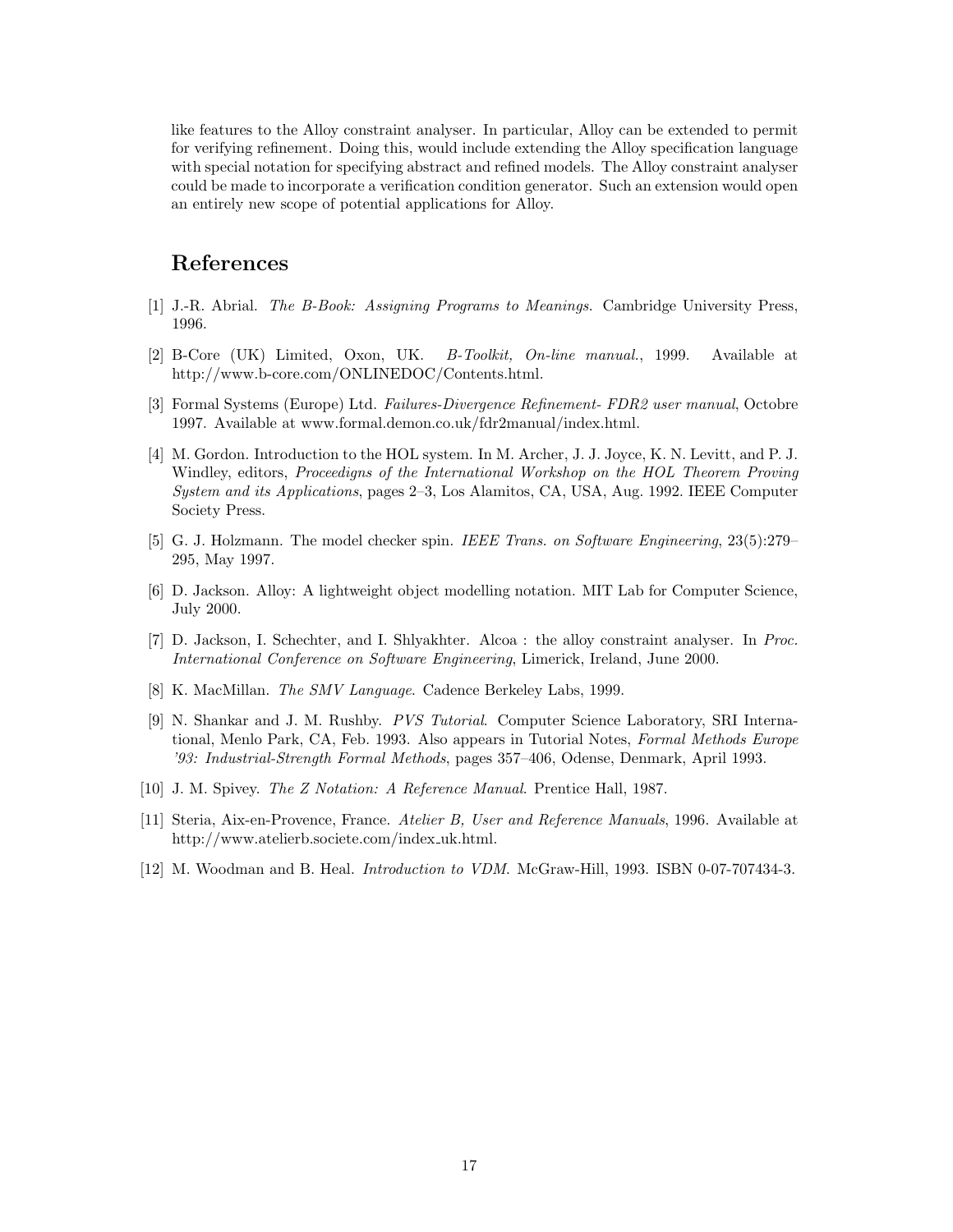like features to the Alloy constraint analyser. In particular, Alloy can be extended to permit for verifying refinement. Doing this, would include extending the Alloy specification language with special notation for specifying abstract and refined models. The Alloy constraint analyser could be made to incorporate a verification condition generator. Such an extension would open an entirely new scope of potential applications for Alloy.

## References

[1] J.-R. Abrial. *The B-Book: Assigning Programs to Meanings*. Cambridge University Press, 1996.

[2] B-Core (UK) Limited, Oxon, UK. *B-Toolkit, On-line manual.*, 1999. Available at http://www.b-core.com/ONLINEDOC/Contents.html.

[3] Formal Systems (Europe) Ltd. *Failures-Divergence Refinement- FDR2 user manual*, Octobre 1997. Available at www.formal.demon.co.uk/fdr2manual/index.html.

[4] M. Gordon. Introduction to the HOL system. In M. Archer, J. J. Joyce, K. N. Levitt, and P. J. Windley, editors, *Proceedigns of the International Workshop on the HOL Theorem Proving System and its Applications*, pages 2–3, Los Alamitos, CA, USA, Aug. 1992. IEEE Computer Society Press.

[5] G. J. Holzmann. The model checker spin. *IEEE Trans. on Software Engineering*, 23(5):279–295, May 1997.

[6] D. Jackson. Alloy: A lightweight object modelling notation. MIT Lab for Computer Science, July 2000.

[7] D. Jackson, I. Schechter, and I. Shlyakhter. Alcoa : the alloy constraint analyser. In *Proc. International Conference on Software Engineering*, Limerick, Ireland, June 2000.

[8] K. MacMillan. *The SMV Language*. Cadence Berkeley Labs, 1999.

[9] N. Shankar and J. M. Rushby. *PVS Tutorial*. Computer Science Laboratory, SRI International, Menlo Park, CA, Feb. 1993. Also appears in Tutorial Notes, *Formal Methods Europe '93: Industrial-Strength Formal Methods*, pages 357–406, Odense, Denmark, April 1993.

[10] J. M. Spivey. *The Z Notation: A Reference Manual*. Prentice Hall, 1987.

[11] Steria, Aix-en-Provence, France. *Atelier B, User and Reference Manuals*, 1996. Available at http://www.atelierb.societe.com/index_uk.html.

[12] M. Woodman and B. Heal. *Introduction to VDM*. McGraw-Hill, 1993. ISBN 0-07-707434-3.